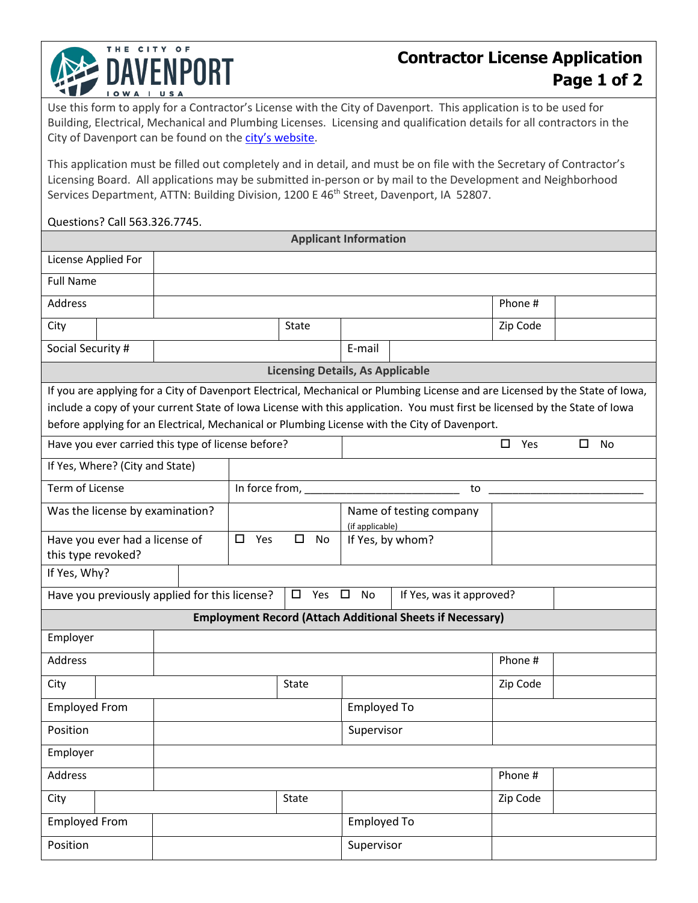# Contractor License Application

THE CITY OF DAVENPORT IOWA | USA

Use this form to apply for a Contractor's License with the City of Davenport. This application is to be used for Building, Electrical, Mechanical and Plumbing Licenses. Licensing and qualification details for all contractors in the City of Davenport can be found on the city's website.

This application must be filled out completely and in detail, and must be on file with the Secretary of Contractor's Licensing Board. All applications may be submitted in-person or by mail to the Development and Neighborhood Services Department, ATTN: Building Division, 1200 E 46th Street, Davenport, IA 52807.

Questions? Call 563.326.7745.

## Applicant Information

| | | | |
|---|---|---|---|
| License Applied For | | | |
| Full Name | | | |
| Address | | Phone # | |
| City | State | Zip Code | |
| Social Security # | | E-mail | |

## Licensing Details, As Applicable

If you are applying for a City of Davenport Electrical, Mechanical or Plumbing License and are Licensed by the State of Iowa, include a copy of your current State of Iowa License with this application. You must first be licensed by the State of Iowa before applying for an Electrical, Mechanical or Plumbing License with the City of Davenport.

| | | | |
|---|---|---|---|
| Have you ever carried this type of license before? | ☐ Yes ☐ No | | |
| If Yes, Where? (City and State) | | | |
| Term of License | In force from, ________________________ to ________________________ | | |
| Was the license by examination? | | Name of testing company (if applicable) | |
| Have you ever had a license of this type revoked? | ☐ Yes ☐ No | If Yes, by whom? | |
| If Yes, Why? | | | |
| Have you previously applied for this license? | ☐ Yes ☐ No | If Yes, was it approved? | |

## Employment Record (Attach Additional Sheets if Necessary)

| | | | |
|---|---|---|---|
| Employer | | | |
| Address | | Phone # | |
| City | State | Zip Code | |
| Employed From | | Employed To | |
| Position | | Supervisor | |
| Employer | | | |
| Address | | Phone # | |
| City | State | Zip Code | |
| Employed From | | Employed To | |
| Position | | Supervisor | |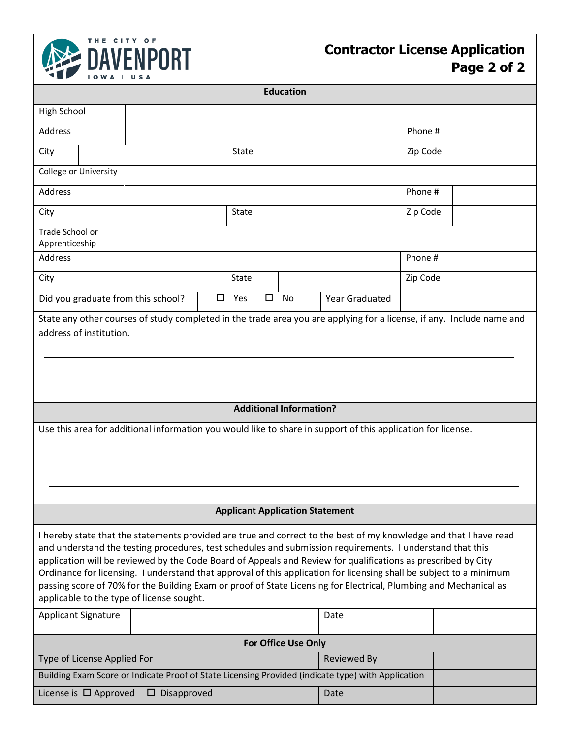# Contractor License Application

THE CITY OF DAVENPORT IOWA | USA

## Education

| | | | | | |
|---|---|---|---|---|---|
| High School | | | | | |
| Address | | | | Phone # | |
| City | | State | | Zip Code | |
| College or University | | | | | |
| Address | | | | Phone # | |
| City | | State | | Zip Code | |
| Trade School or Apprenticeship | | | | | |
| Address | | | | Phone # | |
| City | | State | | Zip Code | |
| Did you graduate from this school? | ☐ Yes ☐ No | Year Graduated | | | |

State any other courses of study completed in the trade area you are applying for a license, if any. Include name and address of institution.

______________________________________________________________________

______________________________________________________________________

______________________________________________________________________

## Additional Information?

Use this area for additional information you would like to share in support of this application for license.

______________________________________________________________________

______________________________________________________________________

______________________________________________________________________

## Applicant Application Statement

I hereby state that the statements provided are true and correct to the best of my knowledge and that I have read and understand the testing procedures, test schedules and submission requirements. I understand that this application will be reviewed by the Code Board of Appeals and Review for qualifications as prescribed by City Ordinance for licensing. I understand that approval of this application for licensing shall be subject to a minimum passing score of 70% for the Building Exam or proof of State Licensing for Electrical, Plumbing and Mechanical as applicable to the type of license sought.

| | | | |
|---|---|---|---|
| Applicant Signature | | Date | |

## For Office Use Only

| | | | |
|---|---|---|---|
| Type of License Applied For | | Reviewed By | |
| Building Exam Score or Indicate Proof of State Licensing Provided (indicate type) with Application | | | |
| License is ☐ Approved ☐ Disapproved | | Date | |